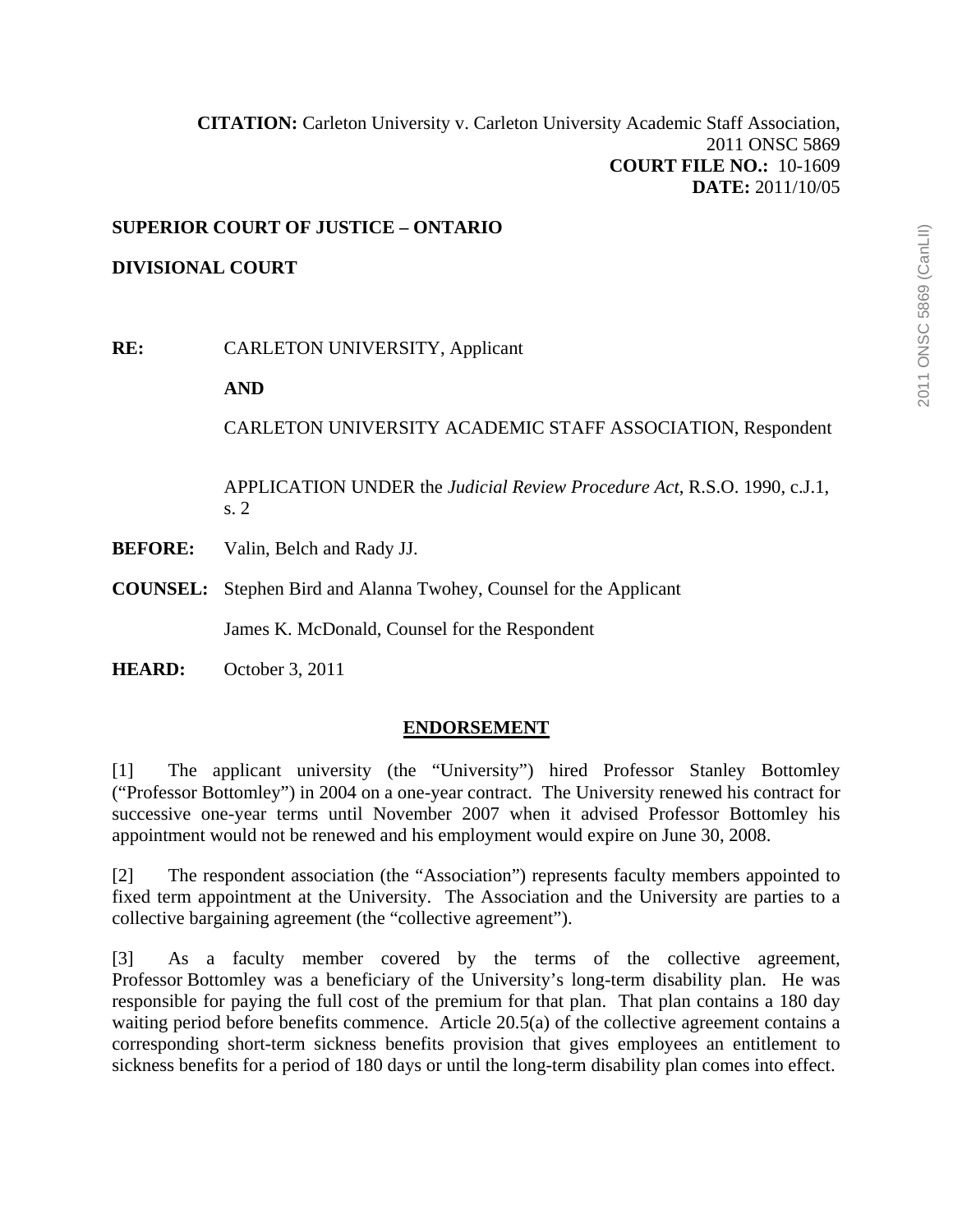**CITATION:** Carleton University v. Carleton University Academic Staff Association, 2011 ONSC 5869
**COURT FILE NO.:** 10-1609
**DATE:** 2011/10/05

**SUPERIOR COURT OF JUSTICE – ONTARIO**

**DIVISIONAL COURT**

**RE:** CARLETON UNIVERSITY, Applicant

**AND**

CARLETON UNIVERSITY ACADEMIC STAFF ASSOCIATION, Respondent

APPLICATION UNDER the *Judicial Review Procedure Act*, R.S.O. 1990, c.J.1, s. 2

**BEFORE:** Valin, Belch and Rady JJ.

**COUNSEL:** Stephen Bird and Alanna Twohey, Counsel for the Applicant

James K. McDonald, Counsel for the Respondent

**HEARD:** October 3, 2011

## ENDORSEMENT

[1] The applicant university (the "University") hired Professor Stanley Bottomley ("Professor Bottomley") in 2004 on a one-year contract. The University renewed his contract for successive one-year terms until November 2007 when it advised Professor Bottomley his appointment would not be renewed and his employment would expire on June 30, 2008.

[2] The respondent association (the "Association") represents faculty members appointed to fixed term appointment at the University. The Association and the University are parties to a collective bargaining agreement (the "collective agreement").

[3] As a faculty member covered by the terms of the collective agreement, Professor Bottomley was a beneficiary of the University's long-term disability plan. He was responsible for paying the full cost of the premium for that plan. That plan contains a 180 day waiting period before benefits commence. Article 20.5(a) of the collective agreement contains a corresponding short-term sickness benefits provision that gives employees an entitlement to sickness benefits for a period of 180 days or until the long-term disability plan comes into effect.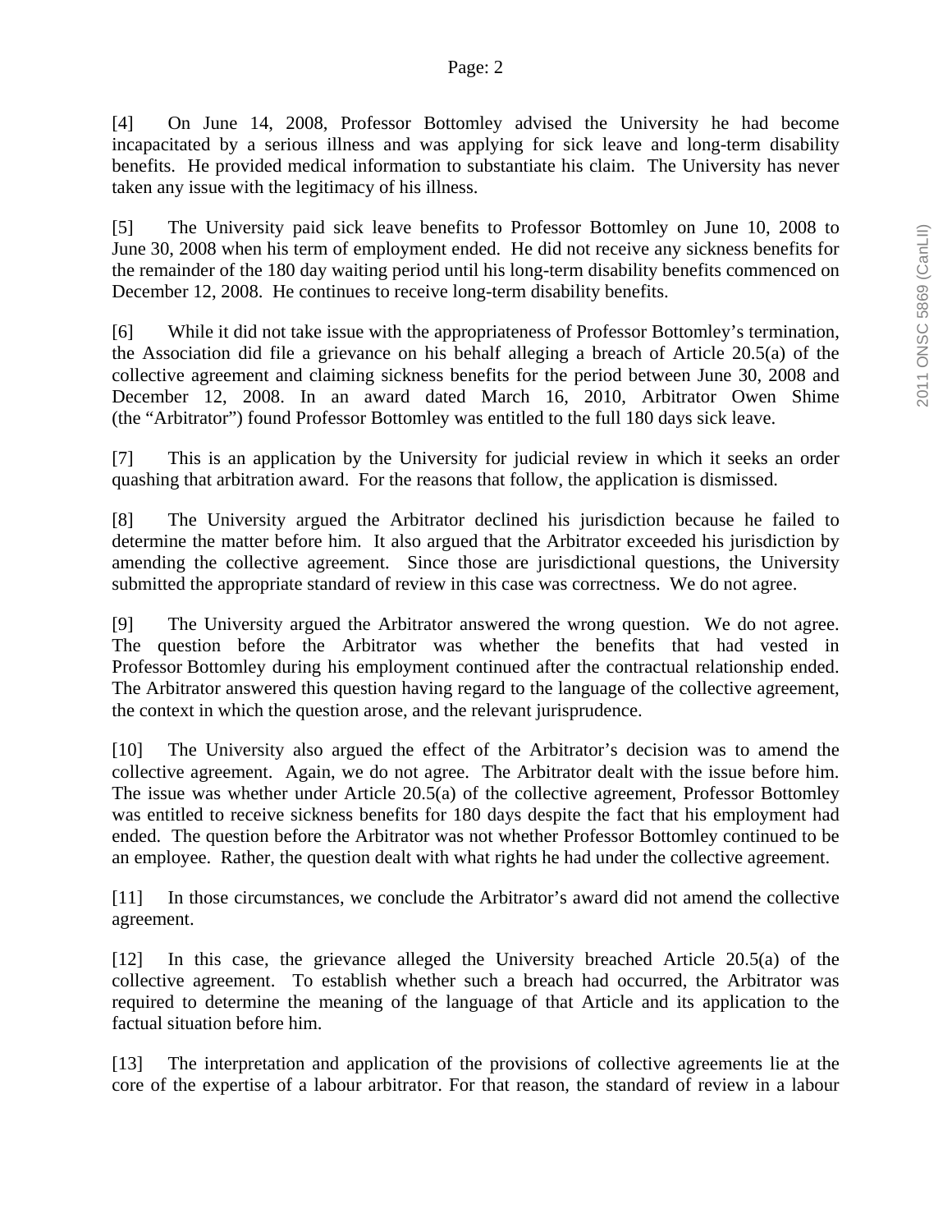[4] On June 14, 2008, Professor Bottomley advised the University he had become incapacitated by a serious illness and was applying for sick leave and long-term disability benefits. He provided medical information to substantiate his claim. The University has never taken any issue with the legitimacy of his illness.

[5] The University paid sick leave benefits to Professor Bottomley on June 10, 2008 to June 30, 2008 when his term of employment ended. He did not receive any sickness benefits for the remainder of the 180 day waiting period until his long-term disability benefits commenced on December 12, 2008. He continues to receive long-term disability benefits.

[6] While it did not take issue with the appropriateness of Professor Bottomley's termination, the Association did file a grievance on his behalf alleging a breach of Article 20.5(a) of the collective agreement and claiming sickness benefits for the period between June 30, 2008 and December 12, 2008. In an award dated March 16, 2010, Arbitrator Owen Shime (the "Arbitrator") found Professor Bottomley was entitled to the full 180 days sick leave.

[7] This is an application by the University for judicial review in which it seeks an order quashing that arbitration award. For the reasons that follow, the application is dismissed.

[8] The University argued the Arbitrator declined his jurisdiction because he failed to determine the matter before him. It also argued that the Arbitrator exceeded his jurisdiction by amending the collective agreement. Since those are jurisdictional questions, the University submitted the appropriate standard of review in this case was correctness. We do not agree.

[9] The University argued the Arbitrator answered the wrong question. We do not agree. The question before the Arbitrator was whether the benefits that had vested in Professor Bottomley during his employment continued after the contractual relationship ended. The Arbitrator answered this question having regard to the language of the collective agreement, the context in which the question arose, and the relevant jurisprudence.

[10] The University also argued the effect of the Arbitrator's decision was to amend the collective agreement. Again, we do not agree. The Arbitrator dealt with the issue before him. The issue was whether under Article 20.5(a) of the collective agreement, Professor Bottomley was entitled to receive sickness benefits for 180 days despite the fact that his employment had ended. The question before the Arbitrator was not whether Professor Bottomley continued to be an employee. Rather, the question dealt with what rights he had under the collective agreement.

[11] In those circumstances, we conclude the Arbitrator's award did not amend the collective agreement.

[12] In this case, the grievance alleged the University breached Article 20.5(a) of the collective agreement. To establish whether such a breach had occurred, the Arbitrator was required to determine the meaning of the language of that Article and its application to the factual situation before him.

[13] The interpretation and application of the provisions of collective agreements lie at the core of the expertise of a labour arbitrator. For that reason, the standard of review in a labour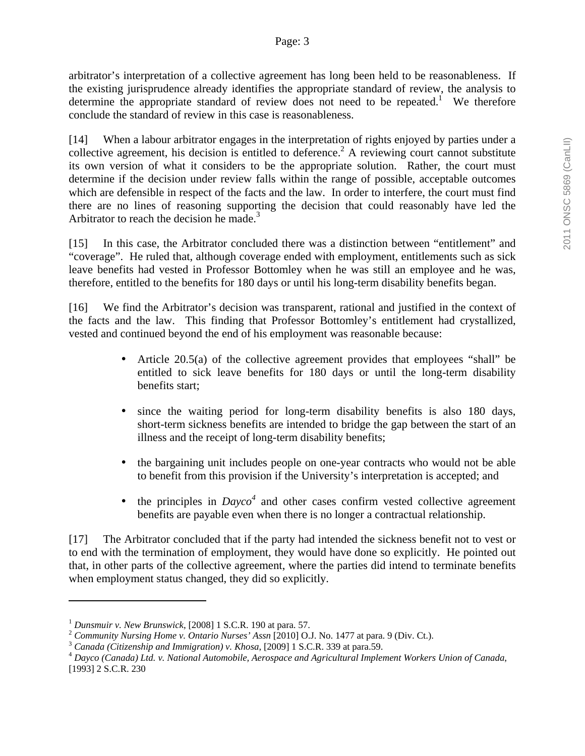arbitrator's interpretation of a collective agreement has long been held to be reasonableness. If the existing jurisprudence already identifies the appropriate standard of review, the analysis to determine the appropriate standard of review does not need to be repeated.[1] We therefore conclude the standard of review in this case is reasonableness.

[14] When a labour arbitrator engages in the interpretation of rights enjoyed by parties under a collective agreement, his decision is entitled to deference.[2] A reviewing court cannot substitute its own version of what it considers to be the appropriate solution. Rather, the court must determine if the decision under review falls within the range of possible, acceptable outcomes which are defensible in respect of the facts and the law. In order to interfere, the court must find there are no lines of reasoning supporting the decision that could reasonably have led the Arbitrator to reach the decision he made.[3]

[15] In this case, the Arbitrator concluded there was a distinction between "entitlement" and "coverage". He ruled that, although coverage ended with employment, entitlements such as sick leave benefits had vested in Professor Bottomley when he was still an employee and he was, therefore, entitled to the benefits for 180 days or until his long-term disability benefits began.

[16] We find the Arbitrator's decision was transparent, rational and justified in the context of the facts and the law. This finding that Professor Bottomley's entitlement had crystallized, vested and continued beyond the end of his employment was reasonable because:

- Article 20.5(a) of the collective agreement provides that employees "shall" be entitled to sick leave benefits for 180 days or until the long-term disability benefits start;
- since the waiting period for long-term disability benefits is also 180 days, short-term sickness benefits are intended to bridge the gap between the start of an illness and the receipt of long-term disability benefits;
- the bargaining unit includes people on one-year contracts who would not be able to benefit from this provision if the University's interpretation is accepted; and
- the principles in *Dayco*[4] and other cases confirm vested collective agreement benefits are payable even when there is no longer a contractual relationship.

[17] The Arbitrator concluded that if the party had intended the sickness benefit not to vest or to end with the termination of employment, they would have done so explicitly. He pointed out that, in other parts of the collective agreement, where the parties did intend to terminate benefits when employment status changed, they did so explicitly.

---

[1] *Dunsmuir v. New Brunswick*, [2008] 1 S.C.R. 190 at para. 57.
[2] *Community Nursing Home v. Ontario Nurses' Assn* [2010] O.J. No. 1477 at para. 9 (Div. Ct.).
[3] *Canada (Citizenship and Immigration) v. Khosa*, [2009] 1 S.C.R. 339 at para.59.
[4] *Dayco (Canada) Ltd. v. National Automobile, Aerospace and Agricultural Implement Workers Union of Canada*, [1993] 2 S.C.R. 230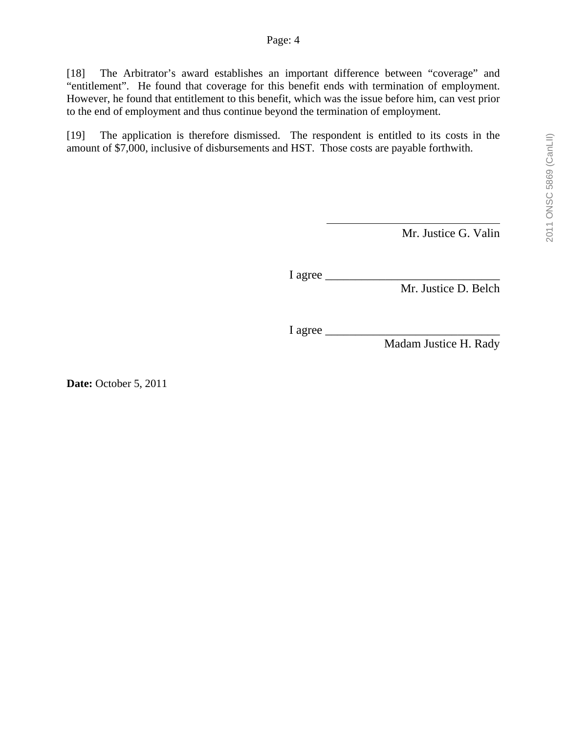[18] The Arbitrator's award establishes an important difference between "coverage" and "entitlement". He found that coverage for this benefit ends with termination of employment. However, he found that entitlement to this benefit, which was the issue before him, can vest prior to the end of employment and thus continue beyond the termination of employment.

[19] The application is therefore dismissed. The respondent is entitled to its costs in the amount of $7,000, inclusive of disbursements and HST. Those costs are payable forthwith.

___________________________
Mr. Justice G. Valin

I agree ___________________________
Mr. Justice D. Belch

I agree ___________________________
Madam Justice H. Rady

**Date:** October 5, 2011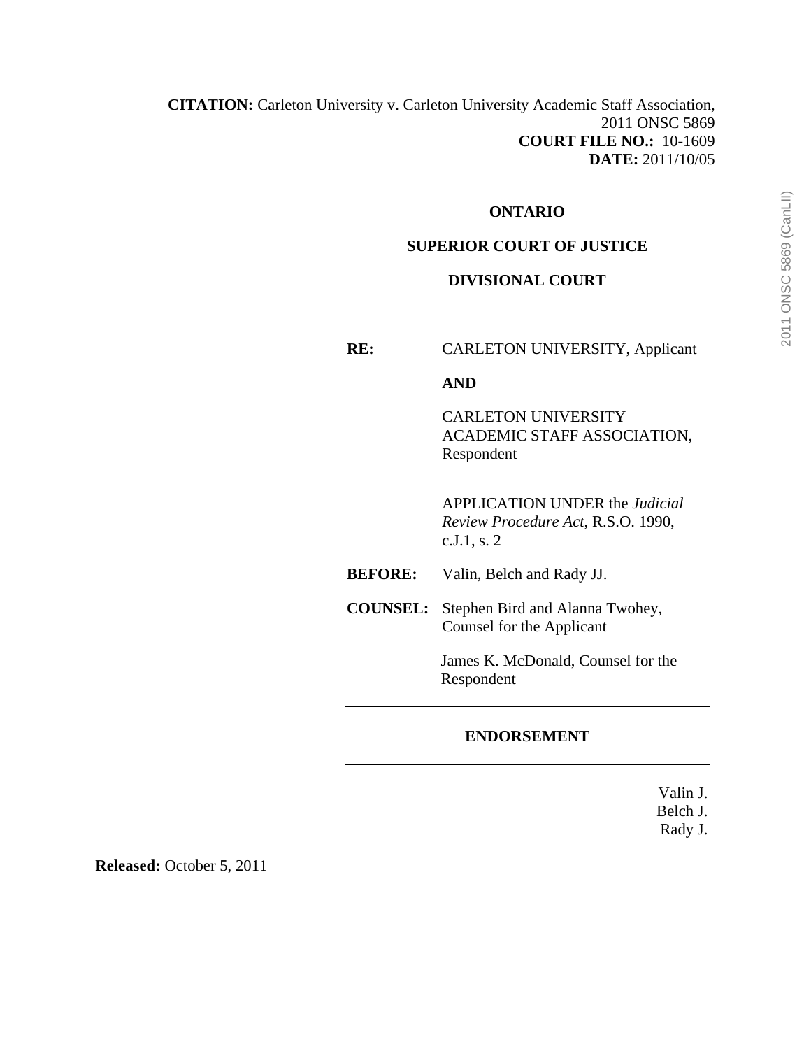**CITATION:** Carleton University v. Carleton University Academic Staff Association, 2011 ONSC 5869
**COURT FILE NO.:** 10-1609
**DATE:** 2011/10/05

**ONTARIO**

**SUPERIOR COURT OF JUSTICE**

**DIVISIONAL COURT**

**RE:** CARLETON UNIVERSITY, Applicant

**AND**

CARLETON UNIVERSITY ACADEMIC STAFF ASSOCIATION, Respondent

APPLICATION UNDER the *Judicial Review Procedure Act*, R.S.O. 1990, c.J.1, s. 2

**BEFORE:** Valin, Belch and Rady JJ.

**COUNSEL:** Stephen Bird and Alanna Twohey, Counsel for the Applicant

James K. McDonald, Counsel for the Respondent

---

**ENDORSEMENT**

---

Valin J.
Belch J.
Rady J.

**Released:** October 5, 2011